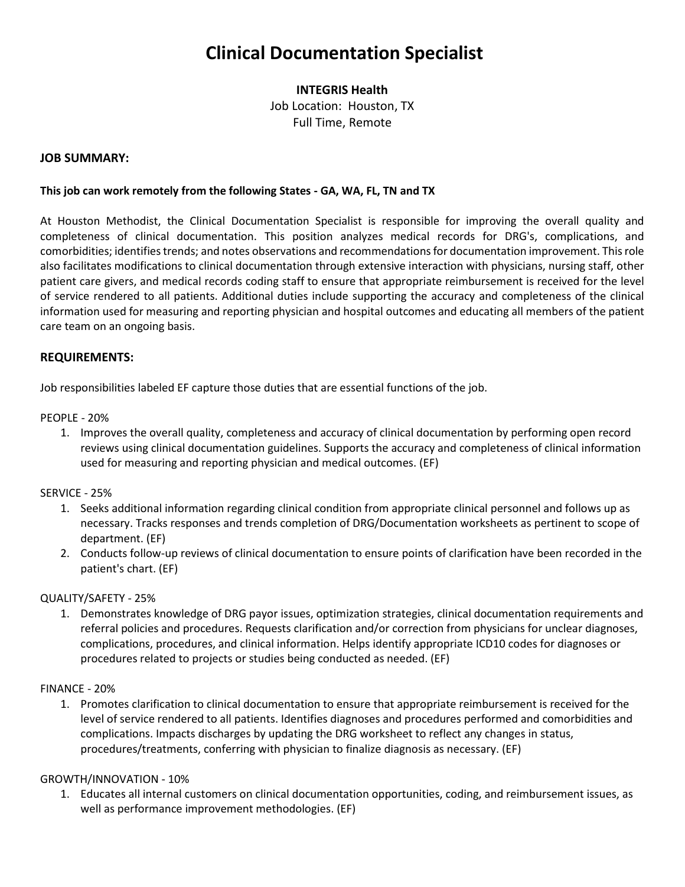# Clinical Documentation Specialist

**INTEGRIS Health**
Job Location: Houston, TX
Full Time, Remote

**JOB SUMMARY:**

**This job can work remotely from the following States - GA, WA, FL, TN and TX**

At Houston Methodist, the Clinical Documentation Specialist is responsible for improving the overall quality and completeness of clinical documentation. This position analyzes medical records for DRG's, complications, and comorbidities; identifies trends; and notes observations and recommendations for documentation improvement. This role also facilitates modifications to clinical documentation through extensive interaction with physicians, nursing staff, other patient care givers, and medical records coding staff to ensure that appropriate reimbursement is received for the level of service rendered to all patients. Additional duties include supporting the accuracy and completeness of the clinical information used for measuring and reporting physician and hospital outcomes and educating all members of the patient care team on an ongoing basis.

**REQUIREMENTS:**

Job responsibilities labeled EF capture those duties that are essential functions of the job.

PEOPLE - 20%

1. Improves the overall quality, completeness and accuracy of clinical documentation by performing open record reviews using clinical documentation guidelines. Supports the accuracy and completeness of clinical information used for measuring and reporting physician and medical outcomes. (EF)

SERVICE - 25%

1. Seeks additional information regarding clinical condition from appropriate clinical personnel and follows up as necessary. Tracks responses and trends completion of DRG/Documentation worksheets as pertinent to scope of department. (EF)
2. Conducts follow-up reviews of clinical documentation to ensure points of clarification have been recorded in the patient's chart. (EF)

QUALITY/SAFETY - 25%

1. Demonstrates knowledge of DRG payor issues, optimization strategies, clinical documentation requirements and referral policies and procedures. Requests clarification and/or correction from physicians for unclear diagnoses, complications, procedures, and clinical information. Helps identify appropriate ICD10 codes for diagnoses or procedures related to projects or studies being conducted as needed. (EF)

FINANCE - 20%

1. Promotes clarification to clinical documentation to ensure that appropriate reimbursement is received for the level of service rendered to all patients. Identifies diagnoses and procedures performed and comorbidities and complications. Impacts discharges by updating the DRG worksheet to reflect any changes in status, procedures/treatments, conferring with physician to finalize diagnosis as necessary. (EF)

GROWTH/INNOVATION - 10%

1. Educates all internal customers on clinical documentation opportunities, coding, and reimbursement issues, as well as performance improvement methodologies. (EF)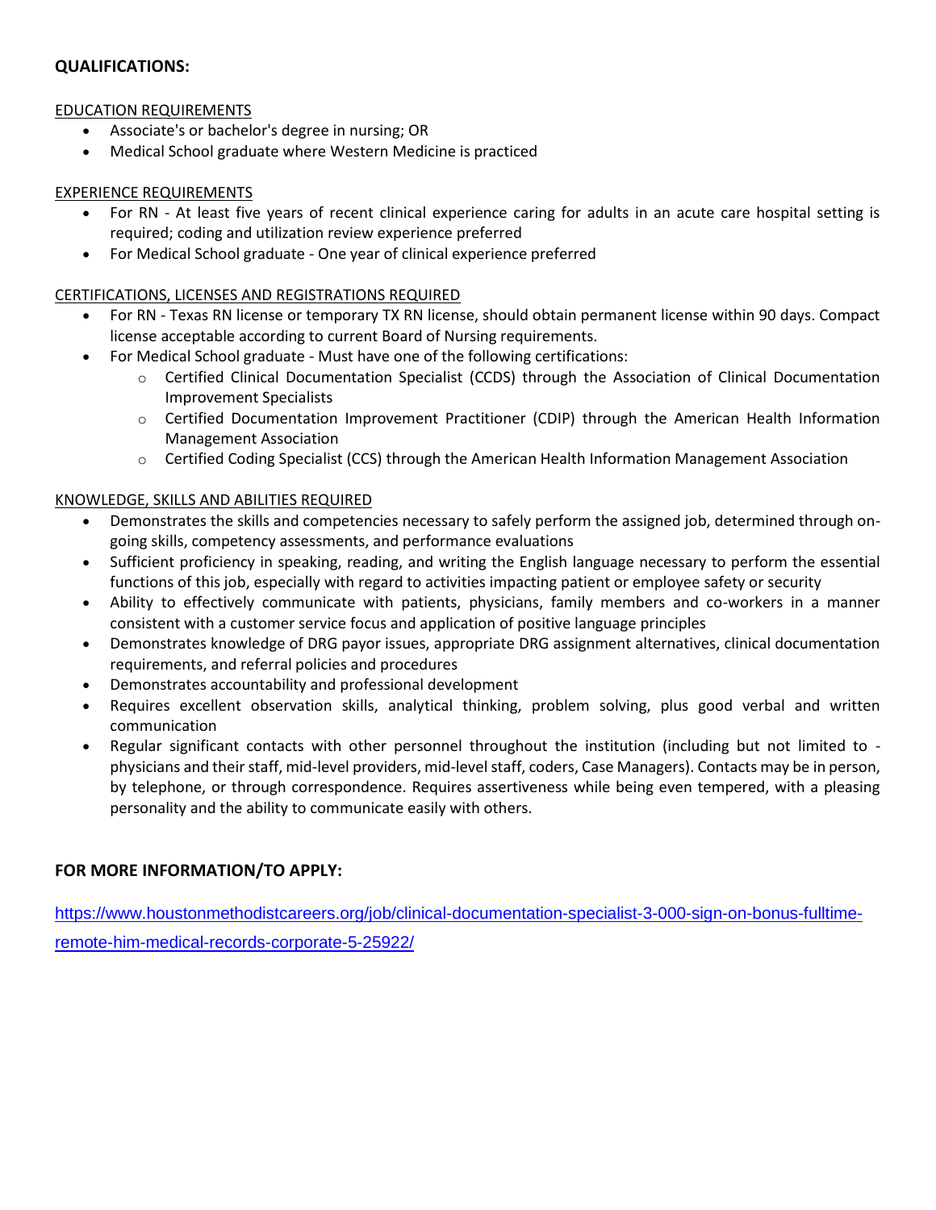**QUALIFICATIONS:**

EDUCATION REQUIREMENTS

- Associate's or bachelor's degree in nursing; OR
- Medical School graduate where Western Medicine is practiced

EXPERIENCE REQUIREMENTS

- For RN - At least five years of recent clinical experience caring for adults in an acute care hospital setting is required; coding and utilization review experience preferred
- For Medical School graduate - One year of clinical experience preferred

CERTIFICATIONS, LICENSES AND REGISTRATIONS REQUIRED

- For RN - Texas RN license or temporary TX RN license, should obtain permanent license within 90 days. Compact license acceptable according to current Board of Nursing requirements.
- For Medical School graduate - Must have one of the following certifications:
  - Certified Clinical Documentation Specialist (CCDS) through the Association of Clinical Documentation Improvement Specialists
  - Certified Documentation Improvement Practitioner (CDIP) through the American Health Information Management Association
  - Certified Coding Specialist (CCS) through the American Health Information Management Association

KNOWLEDGE, SKILLS AND ABILITIES REQUIRED

- Demonstrates the skills and competencies necessary to safely perform the assigned job, determined through on-going skills, competency assessments, and performance evaluations
- Sufficient proficiency in speaking, reading, and writing the English language necessary to perform the essential functions of this job, especially with regard to activities impacting patient or employee safety or security
- Ability to effectively communicate with patients, physicians, family members and co-workers in a manner consistent with a customer service focus and application of positive language principles
- Demonstrates knowledge of DRG payor issues, appropriate DRG assignment alternatives, clinical documentation requirements, and referral policies and procedures
- Demonstrates accountability and professional development
- Requires excellent observation skills, analytical thinking, problem solving, plus good verbal and written communication
- Regular significant contacts with other personnel throughout the institution (including but not limited to - physicians and their staff, mid-level providers, mid-level staff, coders, Case Managers). Contacts may be in person, by telephone, or through correspondence. Requires assertiveness while being even tempered, with a pleasing personality and the ability to communicate easily with others.

**FOR MORE INFORMATION/TO APPLY:**

https://www.houstonmethodistcareers.org/job/clinical-documentation-specialist-3-000-sign-on-bonus-fulltime-remote-him-medical-records-corporate-5-25922/